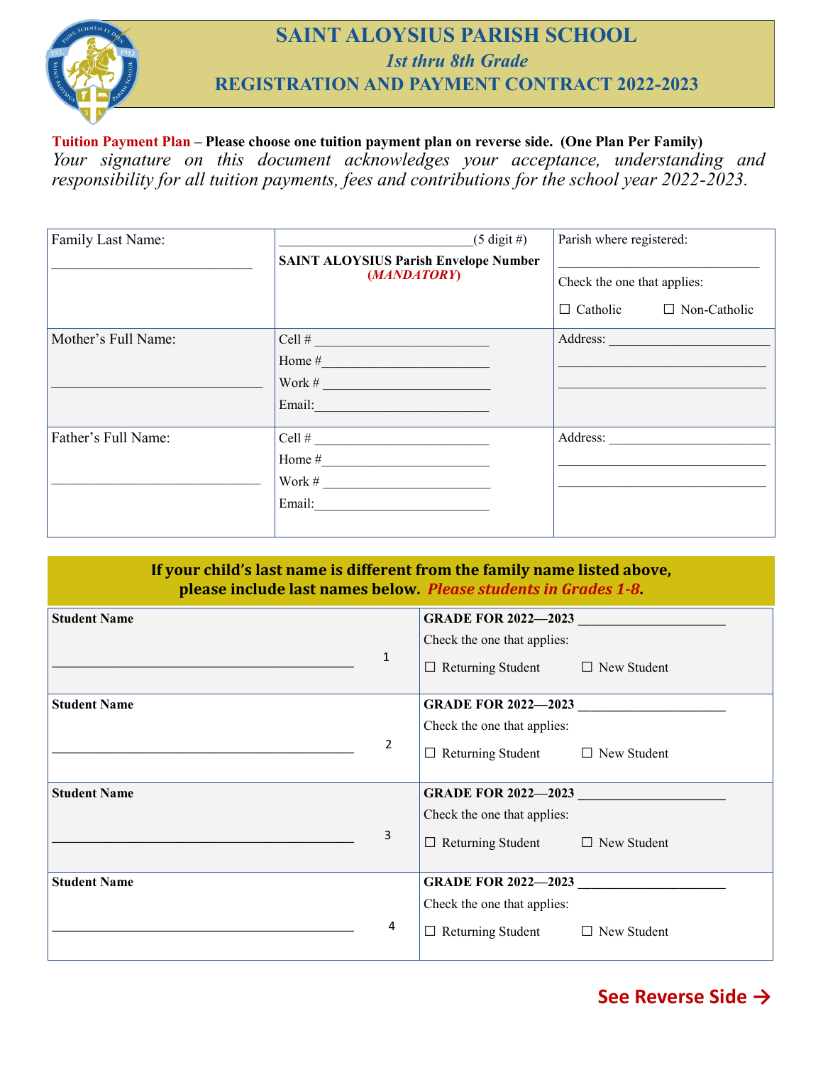# SAINT ALOYSIUS PARISH SCHOOL

## *1st thru 8th Grade*

## REGISTRATION AND PAYMENT CONTRACT 2022-2023

**Tuition Payment Plan – Please choose one tuition payment plan on reverse side. (One Plan Per Family)**

*Your signature on this document acknowledges your acceptance, understanding and responsibility for all tuition payments, fees and contributions for the school year 2022-2023.*

| Family Last Name: ____________________________ | ____________________________(5 digit #) **SAINT ALOYSIUS Parish Envelope Number** ***(MANDATORY)*** | Parish where registered: ____________________________ Check the one that applies: ☐ Catholic ☐ Non-Catholic |
|---|---|---|
| Mother's Full Name: ____________________________ | Cell # ____________________ Home #____________________ Work # ____________________ Email:____________________ | Address: ____________________ ____________________ ____________________ |
| Father's Full Name: ____________________________ | Cell # ____________________ Home #____________________ Work # ____________________ Email:____________________ | Address: ____________________ ____________________ ____________________ |

**If your child's last name is different from the family name listed above, please include last names below. *Please students in Grades 1-8*.**

| Student Name | | GRADE FOR 2022—2023 |
|---|---|---|
| ____________________________________ | 1 | ____________________ Check the one that applies: ☐ Returning Student ☐ New Student |
| **Student Name** ____________________________________ | 2 | **GRADE FOR 2022—2023** ____________________ Check the one that applies: ☐ Returning Student ☐ New Student |
| **Student Name** ____________________________________ | 3 | **GRADE FOR 2022—2023** ____________________ Check the one that applies: ☐ Returning Student ☐ New Student |
| **Student Name** ____________________________________ | 4 | **GRADE FOR 2022—2023** ____________________ Check the one that applies: ☐ Returning Student ☐ New Student |

**See Reverse Side →**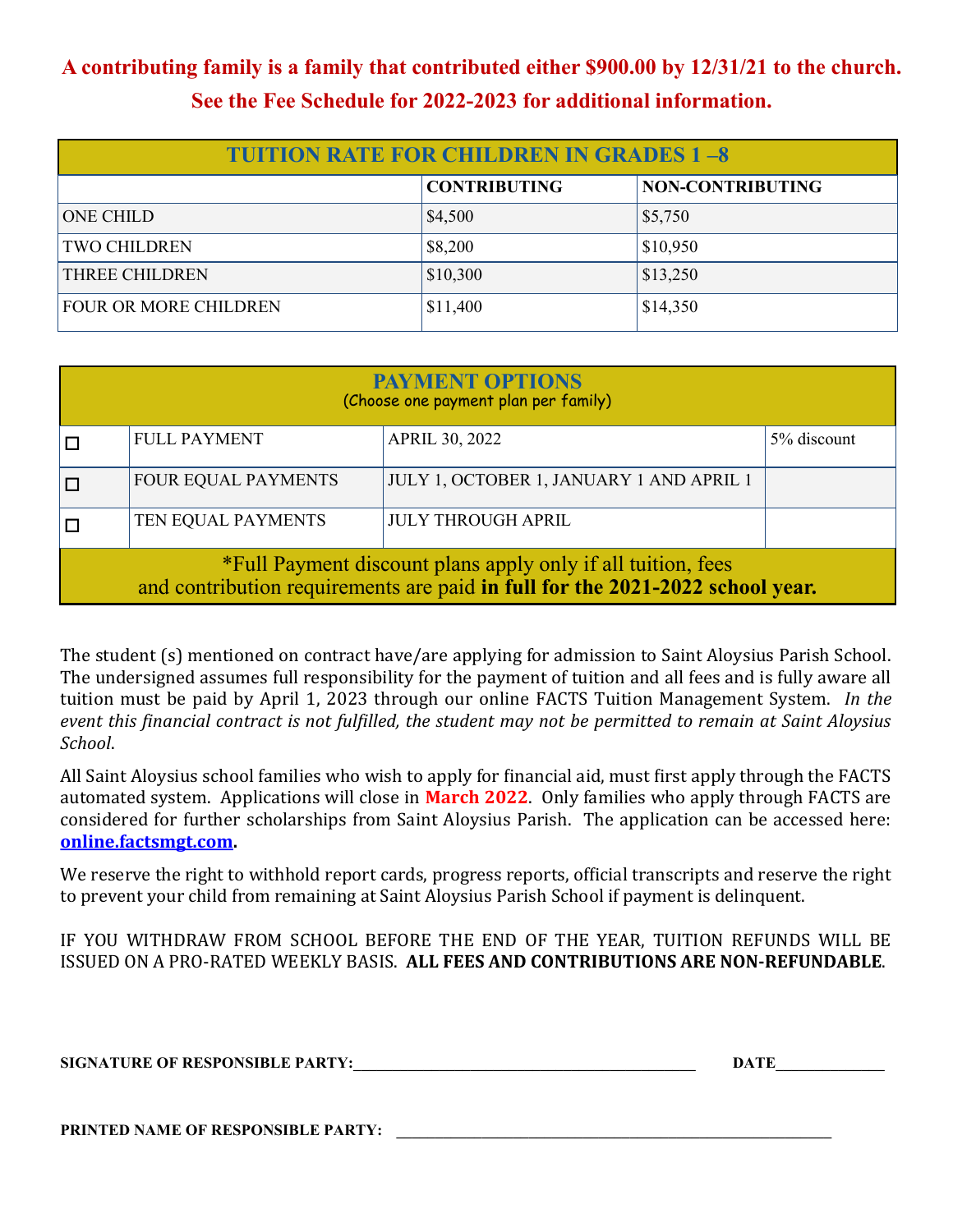**A contributing family is a family that contributed either $900.00 by 12/31/21 to the church.**
**See the Fee Schedule for 2022-2023 for additional information.**

| TUITION RATE FOR CHILDREN IN GRADES 1 –8 | | |
|---|---|---|
| | **CONTRIBUTING** | **NON-CONTRIBUTING** |
| ONE CHILD | $4,500 | $5,750 |
| TWO CHILDREN | $8,200 | $10,950 |
| THREE CHILDREN | $10,300 | $13,250 |
| FOUR OR MORE CHILDREN | $11,400 | $14,350 |

| PAYMENT OPTIONS (Choose one payment plan per family) | | | |
|---|---|---|---|
| ☐ | FULL PAYMENT | APRIL 30, 2022 | 5% discount |
| ☐ | FOUR EQUAL PAYMENTS | JULY 1, OCTOBER 1, JANUARY 1 AND APRIL 1 | |
| ☐ | TEN EQUAL PAYMENTS | JULY THROUGH APRIL | |

*Full Payment discount plans apply only if all tuition, fees and contribution requirements are paid **in full for the 2021-2022 school year.**

The student (s) mentioned on contract have/are applying for admission to Saint Aloysius Parish School. The undersigned assumes full responsibility for the payment of tuition and all fees and is fully aware all tuition must be paid by April 1, 2023 through our online FACTS Tuition Management System. *In the event this financial contract is not fulfilled, the student may not be permitted to remain at Saint Aloysius School*.

All Saint Aloysius school families who wish to apply for financial aid, must first apply through the FACTS automated system. Applications will close in **March 2022**. Only families who apply through FACTS are considered for further scholarships from Saint Aloysius Parish. The application can be accessed here: **online.factsmgt.com**.

We reserve the right to withhold report cards, progress reports, official transcripts and reserve the right to prevent your child from remaining at Saint Aloysius Parish School if payment is delinquent.

IF YOU WITHDRAW FROM SCHOOL BEFORE THE END OF THE YEAR, TUITION REFUNDS WILL BE ISSUED ON A PRO-RATED WEEKLY BASIS. **ALL FEES AND CONTRIBUTIONS ARE NON-REFUNDABLE**.

**SIGNATURE OF RESPONSIBLE PARTY:**_______________________________________________ **DATE**______________

**PRINTED NAME OF RESPONSIBLE PARTY:** _______________________________________________________